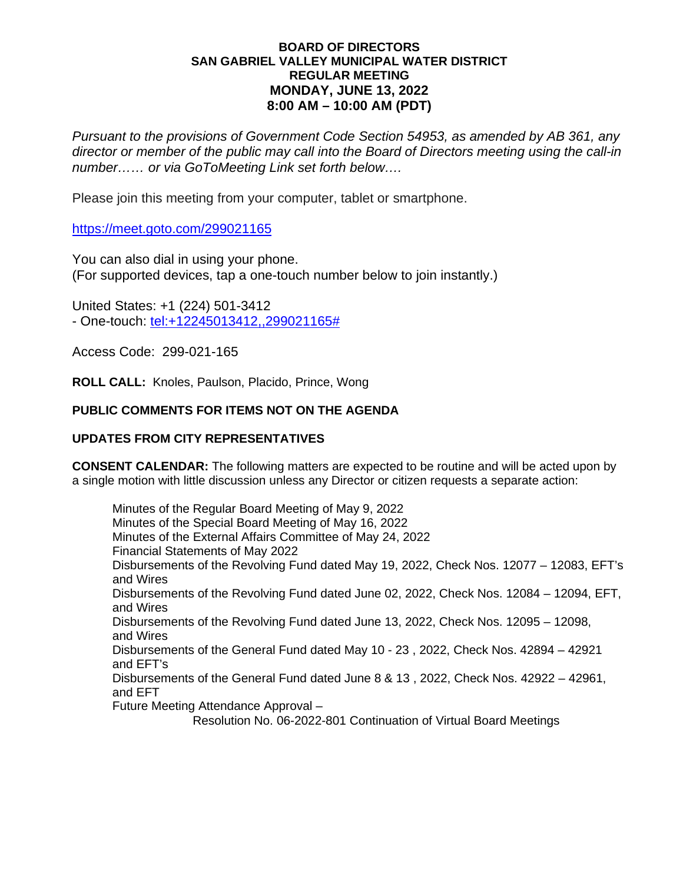**BOARD OF DIRECTORS**
**SAN GABRIEL VALLEY MUNICIPAL WATER DISTRICT**
**REGULAR MEETING**
**MONDAY, JUNE 13, 2022**
**8:00 AM – 10:00 AM (PDT)**

*Pursuant to the provisions of Government Code Section 54953, as amended by AB 361, any director or member of the public may call into the Board of Directors meeting using the call-in number…… or via GoToMeeting Link set forth below….*

Please join this meeting from your computer, tablet or smartphone.

https://meet.goto.com/299021165

You can also dial in using your phone.
(For supported devices, tap a one-touch number below to join instantly.)

United States: +1 (224) 501-3412
- One-touch: tel:+12245013412,,299021165#

Access Code: 299-021-165

**ROLL CALL:** Knoles, Paulson, Placido, Prince, Wong

**PUBLIC COMMENTS FOR ITEMS NOT ON THE AGENDA**

**UPDATES FROM CITY REPRESENTATIVES**

**CONSENT CALENDAR:** The following matters are expected to be routine and will be acted upon by a single motion with little discussion unless any Director or citizen requests a separate action:

Minutes of the Regular Board Meeting of May 9, 2022
Minutes of the Special Board Meeting of May 16, 2022
Minutes of the External Affairs Committee of May 24, 2022
Financial Statements of May 2022
Disbursements of the Revolving Fund dated May 19, 2022, Check Nos. 12077 – 12083, EFT's and Wires
Disbursements of the Revolving Fund dated June 02, 2022, Check Nos. 12084 – 12094, EFT, and Wires
Disbursements of the Revolving Fund dated June 13, 2022, Check Nos. 12095 – 12098, and Wires
Disbursements of the General Fund dated May 10 - 23 , 2022, Check Nos. 42894 – 42921 and EFT's
Disbursements of the General Fund dated June 8 & 13 , 2022, Check Nos. 42922 – 42961, and EFT
Future Meeting Attendance Approval –
Resolution No. 06-2022-801 Continuation of Virtual Board Meetings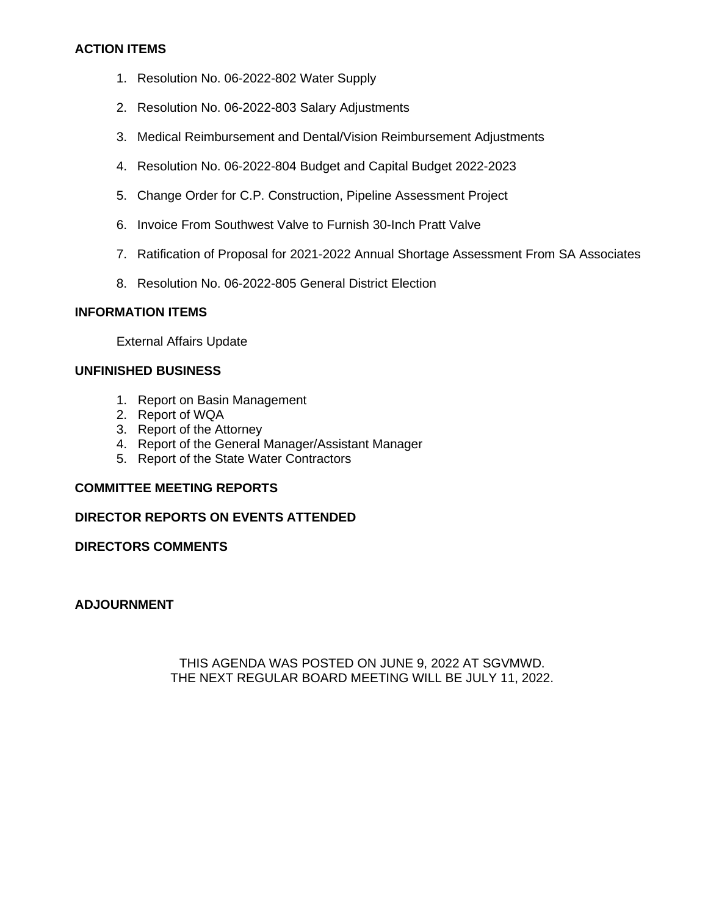**ACTION ITEMS**

1. Resolution No. 06-2022-802 Water Supply

2. Resolution No. 06-2022-803 Salary Adjustments

3. Medical Reimbursement and Dental/Vision Reimbursement Adjustments

4. Resolution No. 06-2022-804 Budget and Capital Budget 2022-2023

5. Change Order for C.P. Construction, Pipeline Assessment Project

6. Invoice From Southwest Valve to Furnish 30-Inch Pratt Valve

7. Ratification of Proposal for 2021-2022 Annual Shortage Assessment From SA Associates

8. Resolution No. 06-2022-805 General District Election

**INFORMATION ITEMS**

External Affairs Update

**UNFINISHED BUSINESS**

1. Report on Basin Management
2. Report of WQA
3. Report of the Attorney
4. Report of the General Manager/Assistant Manager
5. Report of the State Water Contractors

**COMMITTEE MEETING REPORTS**

**DIRECTOR REPORTS ON EVENTS ATTENDED**

**DIRECTORS COMMENTS**

**ADJOURNMENT**

THIS AGENDA WAS POSTED ON JUNE 9, 2022 AT SGVMWD.
THE NEXT REGULAR BOARD MEETING WILL BE JULY 11, 2022.